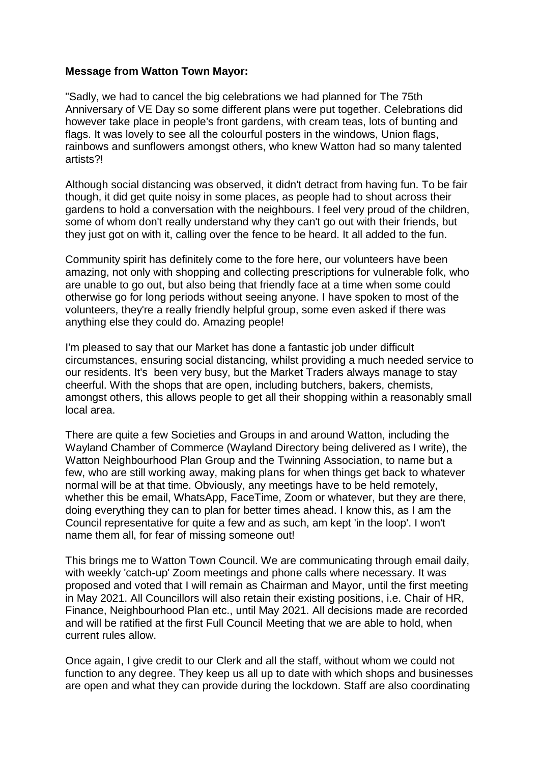**Message from Watton Town Mayor:**

"Sadly, we had to cancel the big celebrations we had planned for The 75th Anniversary of VE Day so some different plans were put together. Celebrations did however take place in people's front gardens, with cream teas, lots of bunting and flags. It was lovely to see all the colourful posters in the windows, Union flags, rainbows and sunflowers amongst others, who knew Watton had so many talented artists?!

Although social distancing was observed, it didn't detract from having fun. To be fair though, it did get quite noisy in some places, as people had to shout across their gardens to hold a conversation with the neighbours. I feel very proud of the children, some of whom don't really understand why they can't go out with their friends, but they just got on with it, calling over the fence to be heard. It all added to the fun.

Community spirit has definitely come to the fore here, our volunteers have been amazing, not only with shopping and collecting prescriptions for vulnerable folk, who are unable to go out, but also being that friendly face at a time when some could otherwise go for long periods without seeing anyone. I have spoken to most of the volunteers, they're a really friendly helpful group, some even asked if there was anything else they could do. Amazing people!

I'm pleased to say that our Market has done a fantastic job under difficult circumstances, ensuring social distancing, whilst providing a much needed service to our residents. It's been very busy, but the Market Traders always manage to stay cheerful. With the shops that are open, including butchers, bakers, chemists, amongst others, this allows people to get all their shopping within a reasonably small local area.

There are quite a few Societies and Groups in and around Watton, including the Wayland Chamber of Commerce (Wayland Directory being delivered as I write), the Watton Neighbourhood Plan Group and the Twinning Association, to name but a few, who are still working away, making plans for when things get back to whatever normal will be at that time. Obviously, any meetings have to be held remotely, whether this be email, WhatsApp, FaceTime, Zoom or whatever, but they are there, doing everything they can to plan for better times ahead. I know this, as I am the Council representative for quite a few and as such, am kept 'in the loop'. I won't name them all, for fear of missing someone out!

This brings me to Watton Town Council. We are communicating through email daily, with weekly 'catch-up' Zoom meetings and phone calls where necessary. It was proposed and voted that I will remain as Chairman and Mayor, until the first meeting in May 2021. All Councillors will also retain their existing positions, i.e. Chair of HR, Finance, Neighbourhood Plan etc., until May 2021. All decisions made are recorded and will be ratified at the first Full Council Meeting that we are able to hold, when current rules allow.

Once again, I give credit to our Clerk and all the staff, without whom we could not function to any degree. They keep us all up to date with which shops and businesses are open and what they can provide during the lockdown. Staff are also coordinating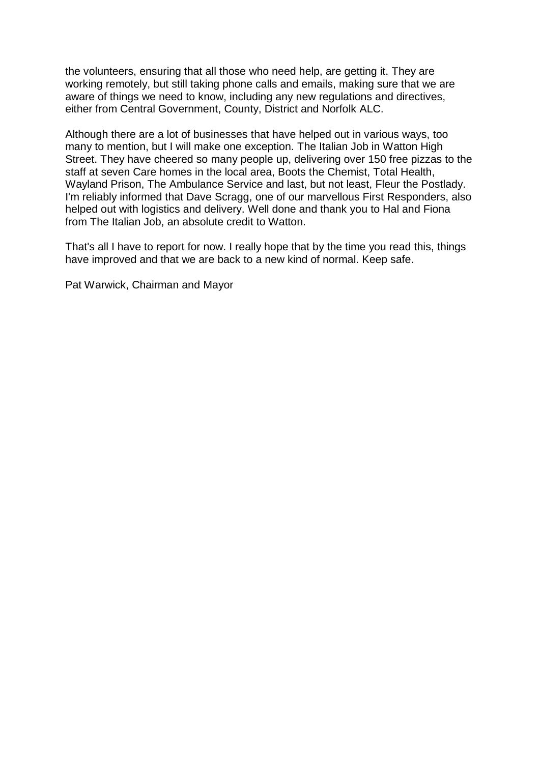the volunteers, ensuring that all those who need help, are getting it. They are working remotely, but still taking phone calls and emails, making sure that we are aware of things we need to know, including any new regulations and directives, either from Central Government, County, District and Norfolk ALC.

Although there are a lot of businesses that have helped out in various ways, too many to mention, but I will make one exception. The Italian Job in Watton High Street. They have cheered so many people up, delivering over 150 free pizzas to the staff at seven Care homes in the local area, Boots the Chemist, Total Health, Wayland Prison, The Ambulance Service and last, but not least, Fleur the Postlady. I'm reliably informed that Dave Scragg, one of our marvellous First Responders, also helped out with logistics and delivery. Well done and thank you to Hal and Fiona from The Italian Job, an absolute credit to Watton.

That's all I have to report for now. I really hope that by the time you read this, things have improved and that we are back to a new kind of normal. Keep safe.

Pat Warwick, Chairman and Mayor